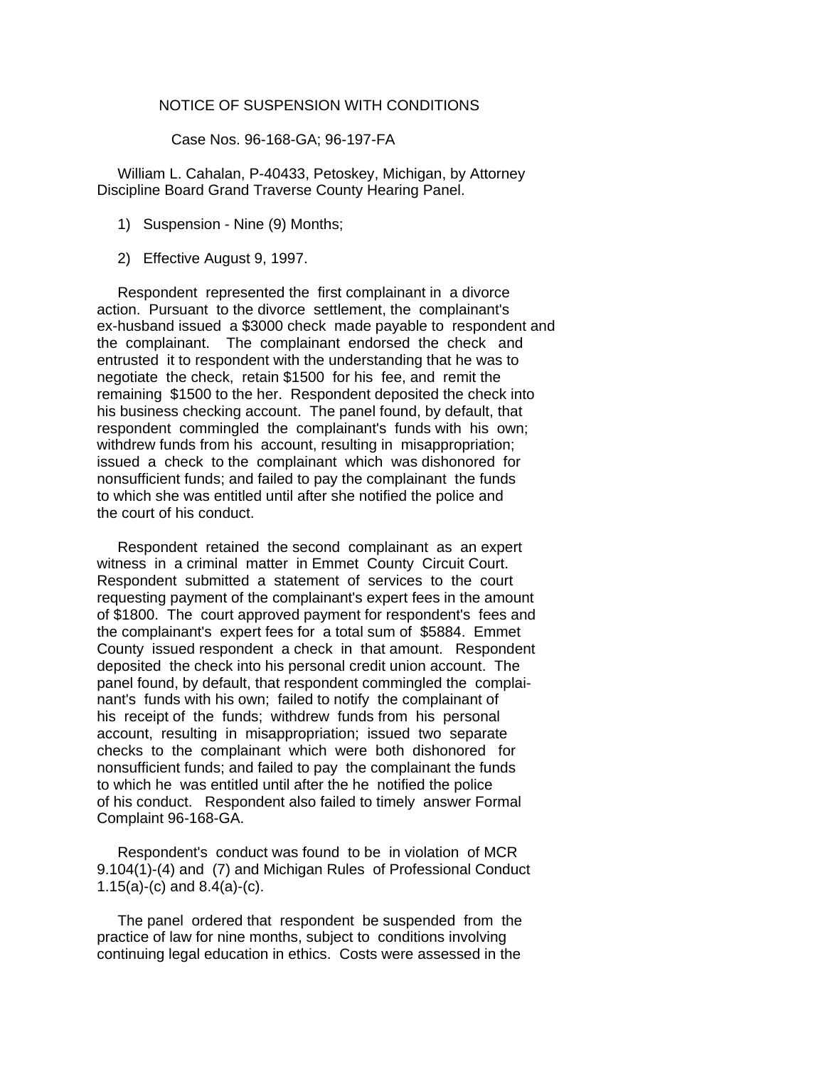NOTICE OF SUSPENSION WITH CONDITIONS

Case Nos. 96-168-GA; 96-197-FA

William L. Cahalan, P-40433, Petoskey, Michigan, by Attorney Discipline Board Grand Traverse County Hearing Panel.

1) Suspension - Nine (9) Months;

2) Effective August 9, 1997.

Respondent represented the first complainant in a divorce action. Pursuant to the divorce settlement, the complainant's ex-husband issued a $3000 check made payable to respondent and the complainant. The complainant endorsed the check and entrusted it to respondent with the understanding that he was to negotiate the check, retain $1500 for his fee, and remit the remaining $1500 to the her. Respondent deposited the check into his business checking account. The panel found, by default, that respondent commingled the complainant's funds with his own; withdrew funds from his account, resulting in misappropriation; issued a check to the complainant which was dishonored for nonsufficient funds; and failed to pay the complainant the funds to which she was entitled until after she notified the police and the court of his conduct.

Respondent retained the second complainant as an expert witness in a criminal matter in Emmet County Circuit Court. Respondent submitted a statement of services to the court requesting payment of the complainant's expert fees in the amount of $1800. The court approved payment for respondent's fees and the complainant's expert fees for a total sum of $5884. Emmet County issued respondent a check in that amount. Respondent deposited the check into his personal credit union account. The panel found, by default, that respondent commingled the complainant's funds with his own; failed to notify the complainant of his receipt of the funds; withdrew funds from his personal account, resulting in misappropriation; issued two separate checks to the complainant which were both dishonored for nonsufficient funds; and failed to pay the complainant the funds to which he was entitled until after the he notified the police of his conduct. Respondent also failed to timely answer Formal Complaint 96-168-GA.

Respondent's conduct was found to be in violation of MCR 9.104(1)-(4) and (7) and Michigan Rules of Professional Conduct 1.15(a)-(c) and 8.4(a)-(c).

The panel ordered that respondent be suspended from the practice of law for nine months, subject to conditions involving continuing legal education in ethics. Costs were assessed in the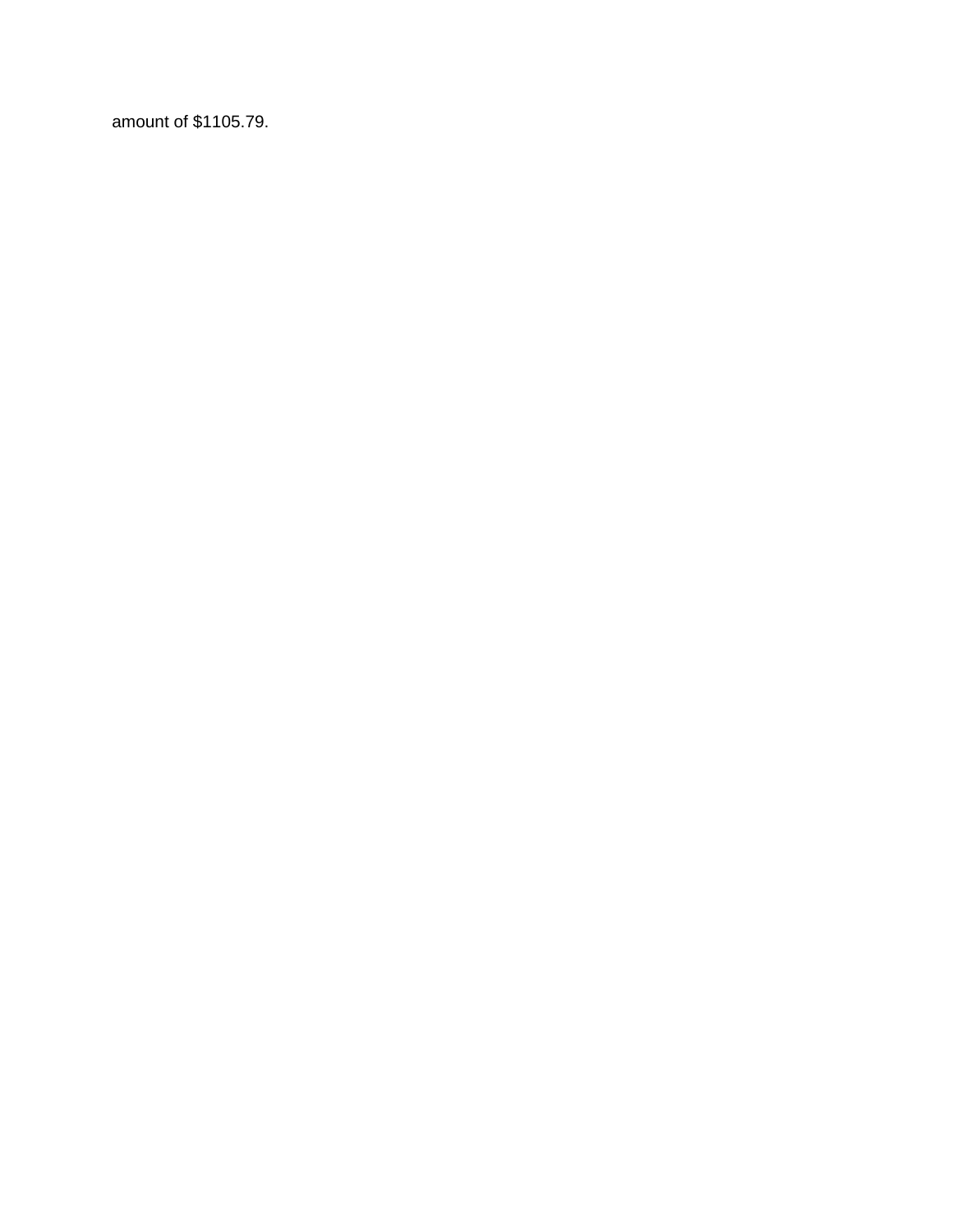amount of $1105.79.